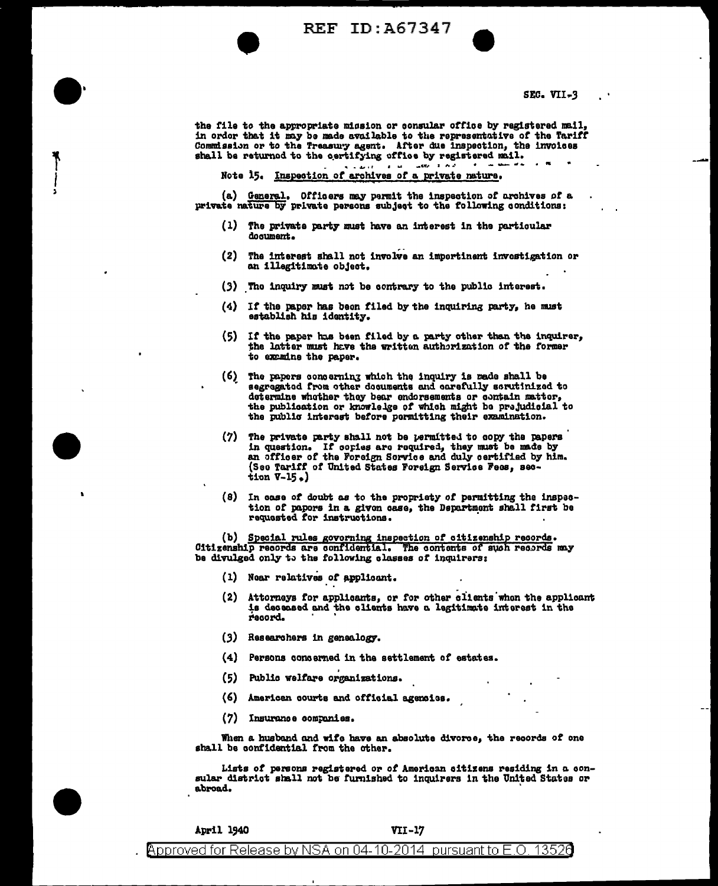the file to the appropriate mission or consular office by registered mail, in order that it may be made available to the representative of the Tariff Commission or to the Treasury agent. After due inspection, the invoices shall be returned to the certifying office by registered mail.

Note 15. Inspection of archives of a private nature.

(a) General. Officers may permit the inspection of archives of a private nature by private persons subject to the following conditions:

(1) The private party must have an interest in the particular document.

(2) The interest shall not involve an impertinent investigation or an illegitimate object.

(3) The inquiry must not be contrary to the public interest.

(4) If the paper has been filed by the inquiring party, he must establish his identity.

(5) If the paper has been filed by a party other than the inquirer, the latter must have the written authorization of the former to examine the paper.

(6) The papers concerning which the inquiry is made shall be segregated from other documents and carefully scrutinized to determine whether they bear endorsements or contain matter, the publication or knowledge of which might be prejudicial to the public interest before permitting their examination.

(7) The private party shall not be permitted to copy the papers in question. If copies are required, they must be made by an officer of the Foreign Service and duly certified by him. (See Tariff of United States Foreign Service Fees, section V-15.)

(8) In case of doubt as to the propriety of permitting the inspection of papers in a given case, the Department shall first be requested for instructions.

(b) Special rules governing inspection of citizenship records. Citizenship records are confidential. The contents of such records may be divulged only to the following classes of inquirers:

(1) Near relatives of applicant.

(2) Attorneys for applicants, or for other clients when the applicant is deceased and the clients have a legitimate interest in the record.

(3) Researchers in genealogy.

(4) Persons concerned in the settlement of estates.

(5) Public welfare organizations.

(6) American courts and official agencies.

(7) Insurance companies.

When a husband and wife have an absolute divorce, the records of one shall be confidential from the other.

Lists of persons registered or of American citizens residing in a consular district shall not be furnished to inquirers in the United States or abroad.

April 1940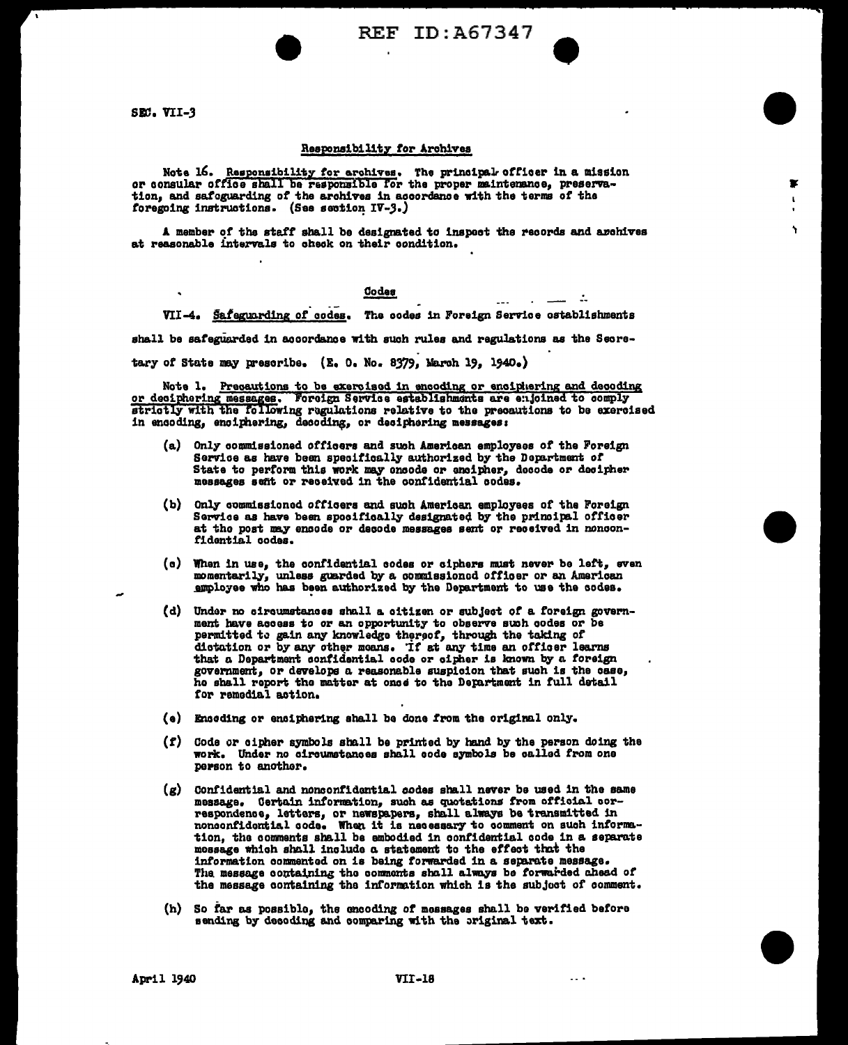SEC. VII-3

## Responsibility for Archives

Note 16. Responsibility for archives. The principal officer in a mission or consular office shall be responsible for the proper maintenance, preservation, and safeguarding of the archives in accordance with the terms of the foregoing instructions. (See section IV-3.)

A member of the staff shall be designated to inspect the records and archives at reasonable intervals to check on their condition.

## Codes

VII-4. Safeguarding of codes. The codes in Foreign Service establishments shall be safeguarded in accordance with such rules and regulations as the Secretary of State may prescribe. (E. O. No. 8379, March 19, 1940.)

Note 1. Precautions to be exercised in encoding or enciphering and decoding or deciphering messages. Foreign Service establishments are enjoined to comply strictly with the following regulations relative to the precautions to be exercised in encoding, enciphering, decoding, or deciphering messages:

(a) Only commissioned officers and such American employees of the Foreign Service as have been specifically authorized by the Department of State to perform this work may encode or encipher, decode or decipher messages sent or received in the confidential codes.

(b) Only commissioned officers and such American employees of the Foreign Service as have been specifically designated by the principal officer at the post may encode or decode messages sent or received in nonconfidential codes.

(c) When in use, the confidential codes or ciphers must never be left, even momentarily, unless guarded by a commissioned officer or an American employee who has been authorized by the Department to use the codes.

(d) Under no circumstances shall a citizen or subject of a foreign government have access to or an opportunity to observe such codes or be permitted to gain any knowledge thereof, through the taking of dictation or by any other means. If at any time an officer learns that a Department confidential code or cipher is known by a foreign government, or develops a reasonable suspicion that such is the case, he shall report the matter at once to the Department in full detail for remedial action.

(e) Encoding or enciphering shall be done from the original only.

(f) Code or cipher symbols shall be printed by hand by the person doing the work. Under no circumstances shall code symbols be called from one person to another.

(g) Confidential and nonconfidential codes shall never be used in the same message. Certain information, such as quotations from official correspondence, letters, or newspapers, shall always be transmitted in nonconfidential code. When it is necessary to comment on such information, the comments shall be embodied in confidential code in a separate message which shall include a statement to the effect that the information commented on is being forwarded in a separate message. The message containing the comments shall always be forwarded ahead of the message containing the information which is the subject of comment.

(h) So far as possible, the encoding of messages shall be verified before sending by decoding and comparing with the original text.

April 1940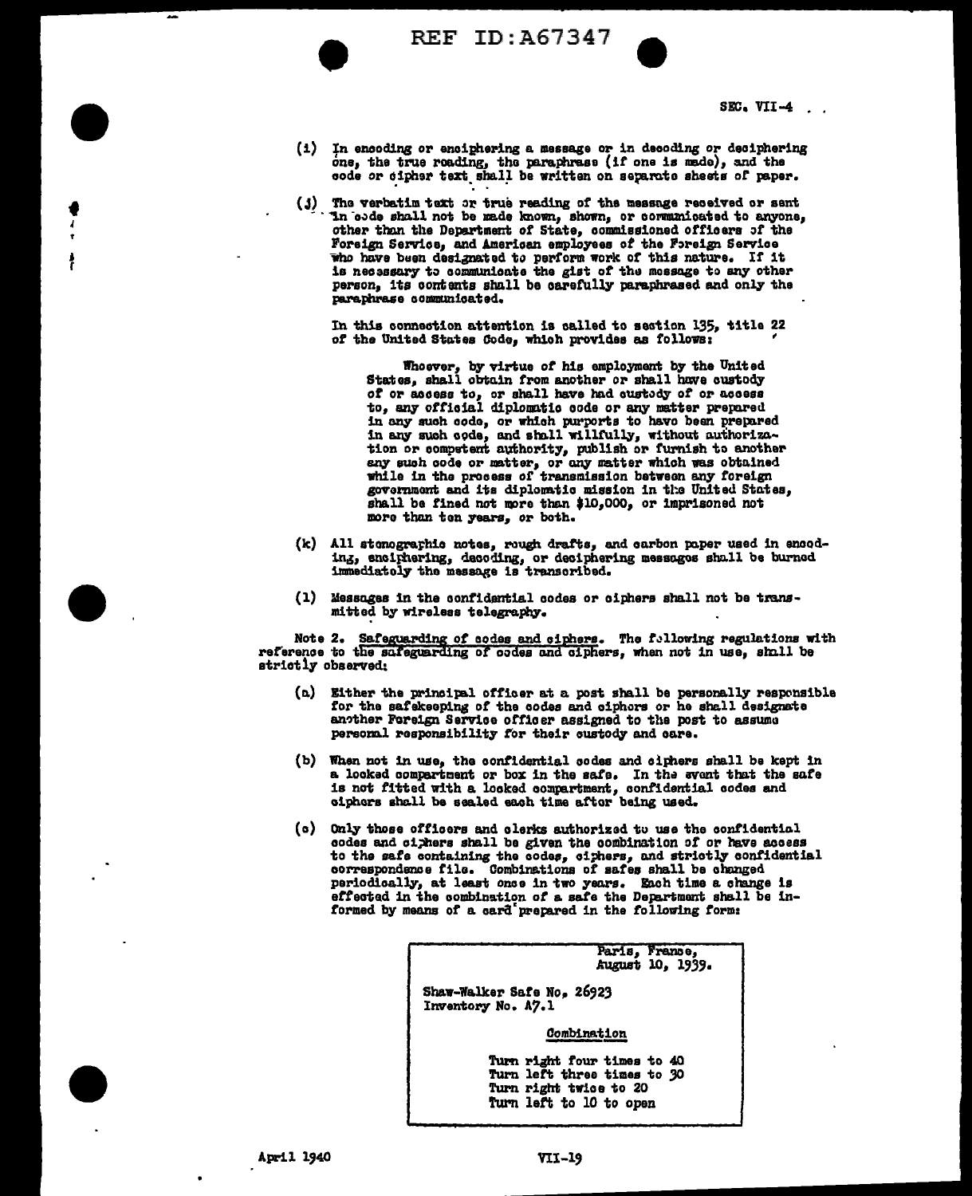(i) In encoding or enciphering a message or in decoding or deciphering one, the true reading, the paraphrase (if one is made), and the code or cipher text shall be written on separate sheets of paper.

(j) The verbatim text or true reading of the message received or sent in code shall not be made known, shown, or communicated to anyone, other than the Department of State, commissioned officers of the Foreign Service, and American employees of the Foreign Service who have been designated to perform work of this nature. If it is necessary to communicate the gist of the message to any other person, its contents shall be carefully paraphrased and only the paraphrase communicated.

In this connection attention is called to section 135, title 22 of the United States Code, which provides as follows:

> Whoever, by virtue of his employment by the United States, shall obtain from another or shall have custody of or access to, or shall have had custody of or access to, any official diplomatic code or any matter prepared in any such code, or which purports to have been prepared in any such code, and shall willfully, without authorization or competent authority, publish or furnish to another any such code or matter, or any matter which was obtained while in the process of transmission between any foreign government and its diplomatic mission in the United States, shall be fined not more than $10,000, or imprisoned not more than ten years, or both.

(k) All stenographic notes, rough drafts, and carbon paper used in encoding, enciphering, decoding, or deciphering messages shall be burned immediately the message is transcribed.

(l) Messages in the confidential codes or ciphers shall not be transmitted by wireless telegraphy.

Note 2. Safeguarding of codes and ciphers. The following regulations with reference to the safeguarding of codes and ciphers, when not in use, shall be strictly observed:

(a) Either the principal officer at a post shall be personally responsible for the safekeeping of the codes and ciphers or he shall designate another Foreign Service officer assigned to the post to assume personal responsibility for their custody and care.

(b) When not in use, the confidential codes and ciphers shall be kept in a locked compartment or box in the safe. In the event that the safe is not fitted with a locked compartment, confidential codes and ciphers shall be sealed each time after being used.

(c) Only those officers and clerks authorized to use the confidential codes and ciphers shall be given the combination of or have access to the safe containing the codes, ciphers, and strictly confidential correspondence file. Combinations of safes shall be changed periodically, at least once in two years. Each time a change is effected in the combination of a safe the Department shall be informed by means of a card prepared in the following form:

> Paris, France,
> August 10, 1939.
>
> Shaw-Walker Safe No. 26923
> Inventory No. A7.1
>
> Combination
>
> Turn right four times to 40
> Turn left three times to 30
> Turn right twice to 20
> Turn left to 10 to open

April 1940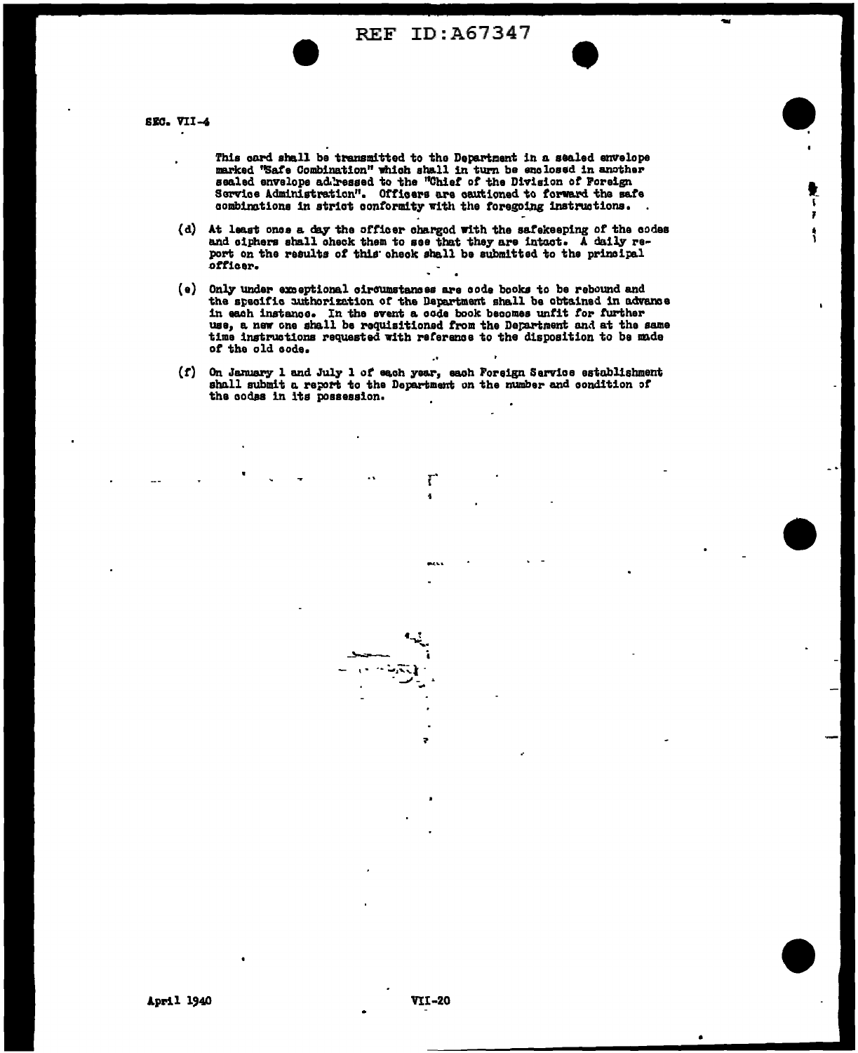SEC. VII-4

This card shall be transmitted to the Department in a sealed envelope marked "Safe Combination" which shall in turn be enclosed in another sealed envelope addressed to the "Chief of the Division of Foreign Service Administration". Officers are cautioned to forward the safe combinations in strict conformity with the foregoing instructions.

(d) At least once a day the officer charged with the safekeeping of the codes and ciphers shall check them to see that they are intact. A daily report on the results of this check shall be submitted to the principal officer.

(e) Only under exceptional circumstances are code books to be rebound and the specific authorization of the Department shall be obtained in advance in each instance. In the event a code book becomes unfit for further use, a new one shall be requisitioned from the Department and at the same time instructions requested with reference to the disposition to be made of the old code.

(f) On January 1 and July 1 of each year, each Foreign Service establishment shall submit a report to the Department on the number and condition of the codes in its possession.

April 1940